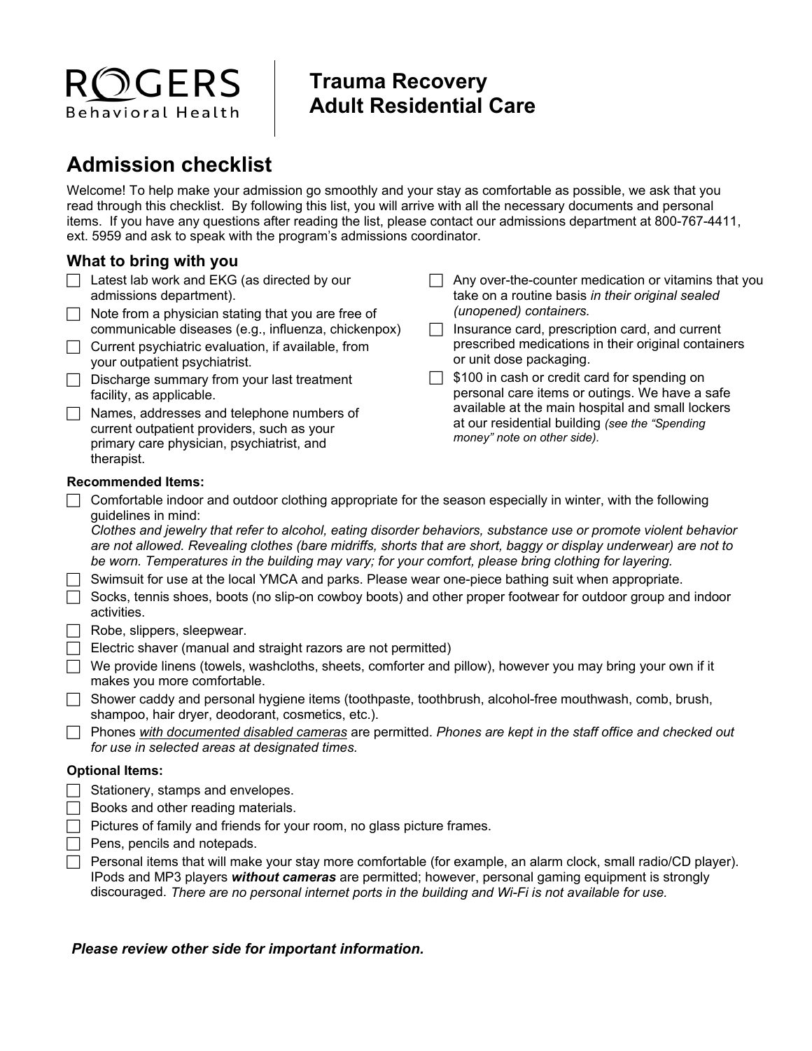ROGERS
Behavioral Health

# Trauma Recovery
# Adult Residential Care

## Admission checklist

Welcome! To help make your admission go smoothly and your stay as comfortable as possible, we ask that you read through this checklist. By following this list, you will arrive with all the necessary documents and personal items. If you have any questions after reading the list, please contact our admissions department at 800-767-4411, ext. 5959 and ask to speak with the program's admissions coordinator.

### What to bring with you

- [ ] Latest lab work and EKG (as directed by our admissions department).
- [ ] Note from a physician stating that you are free of communicable diseases (e.g., influenza, chickenpox)
- [ ] Current psychiatric evaluation, if available, from your outpatient psychiatrist.
- [ ] Discharge summary from your last treatment facility, as applicable.
- [ ] Names, addresses and telephone numbers of current outpatient providers, such as your primary care physician, psychiatrist, and therapist.
- [ ] Any over-the-counter medication or vitamins that you take on a routine basis *in their original sealed (unopened) containers.*
- [ ] Insurance card, prescription card, and current prescribed medications in their original containers or unit dose packaging.
- [ ] $100 in cash or credit card for spending on personal care items or outings. We have a safe available at the main hospital and small lockers at our residential building *(see the "Spending money" note on other side).*

**Recommended Items:**

- [ ] Comfortable indoor and outdoor clothing appropriate for the season especially in winter, with the following guidelines in mind:
  *Clothes and jewelry that refer to alcohol, eating disorder behaviors, substance use or promote violent behavior are not allowed. Revealing clothes (bare midriffs, shorts that are short, baggy or display underwear) are not to be worn. Temperatures in the building may vary; for your comfort, please bring clothing for layering.*
- [ ] Swimsuit for use at the local YMCA and parks. Please wear one-piece bathing suit when appropriate.
- [ ] Socks, tennis shoes, boots (no slip-on cowboy boots) and other proper footwear for outdoor group and indoor activities.
- [ ] Robe, slippers, sleepwear.
- [ ] Electric shaver (manual and straight razors are not permitted)
- [ ] We provide linens (towels, washcloths, sheets, comforter and pillow), however you may bring your own if it makes you more comfortable.
- [ ] Shower caddy and personal hygiene items (toothpaste, toothbrush, alcohol-free mouthwash, comb, brush, shampoo, hair dryer, deodorant, cosmetics, etc.).
- [ ] Phones <u>*with documented disabled cameras*</u> are permitted. *Phones are kept in the staff office and checked out for use in selected areas at designated times.*

**Optional Items:**

- [ ] Stationery, stamps and envelopes.
- [ ] Books and other reading materials.
- [ ] Pictures of family and friends for your room, no glass picture frames.
- [ ] Pens, pencils and notepads.
- [ ] Personal items that will make your stay more comfortable (for example, an alarm clock, small radio/CD player). IPods and MP3 players ***without cameras*** are permitted; however, personal gaming equipment is strongly discouraged. *There are no personal internet ports in the building and Wi-Fi is not available for use.*

***Please review other side for important information.***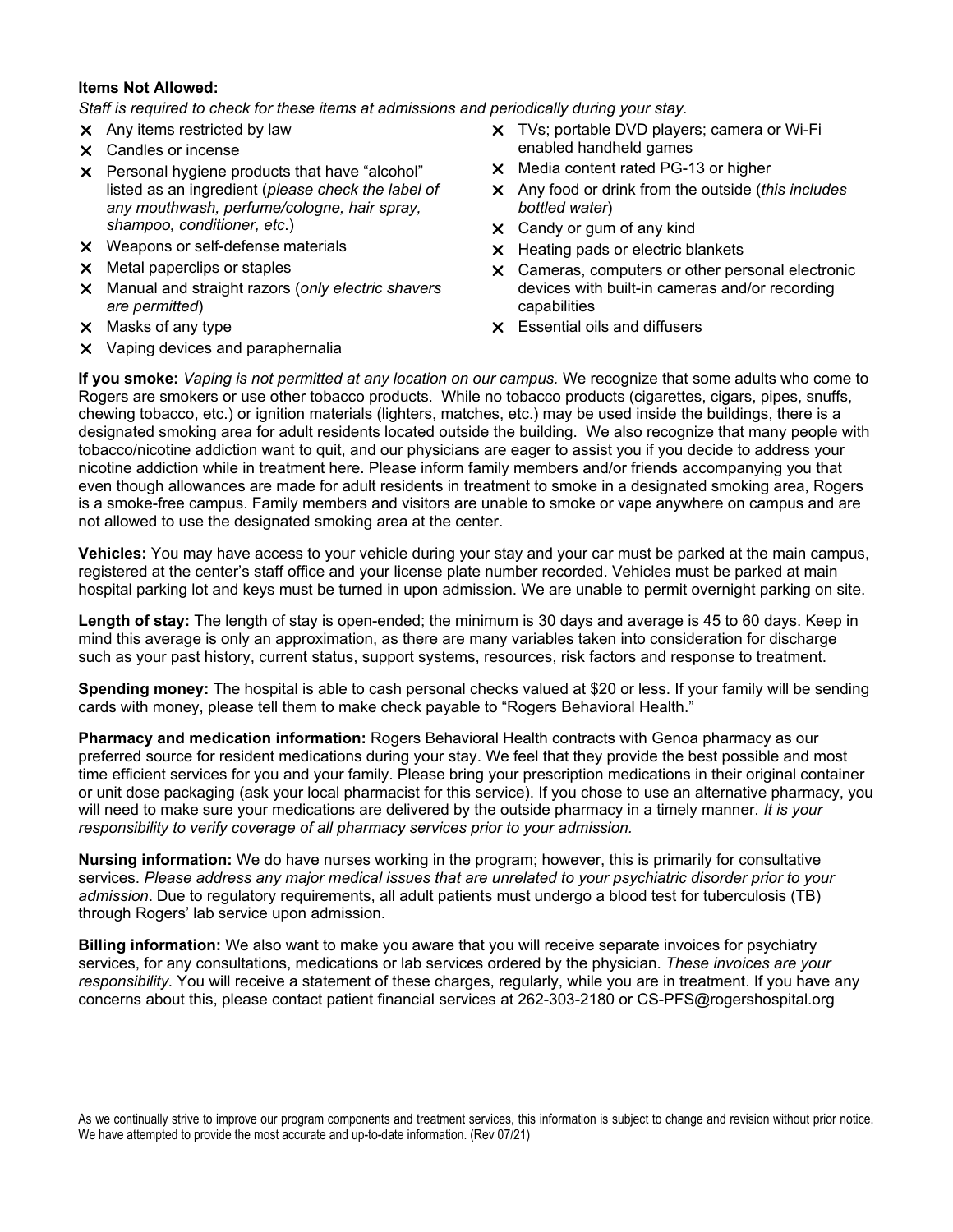**Items Not Allowed:**

*Staff is required to check for these items at admissions and periodically during your stay.*

- ✕ Any items restricted by law
- ✕ Candles or incense
- ✕ Personal hygiene products that have "alcohol" listed as an ingredient (*please check the label of any mouthwash, perfume/cologne, hair spray, shampoo, conditioner, etc.*)
- ✕ Weapons or self-defense materials
- ✕ Metal paperclips or staples
- ✕ Manual and straight razors (*only electric shavers are permitted*)
- ✕ Masks of any type
- ✕ Vaping devices and paraphernalia
- ✕ TVs; portable DVD players; camera or Wi-Fi enabled handheld games
- ✕ Media content rated PG-13 or higher
- ✕ Any food or drink from the outside (*this includes bottled water*)
- ✕ Candy or gum of any kind
- ✕ Heating pads or electric blankets
- ✕ Cameras, computers or other personal electronic devices with built-in cameras and/or recording capabilities
- ✕ Essential oils and diffusers

**If you smoke:** *Vaping is not permitted at any location on our campus.* We recognize that some adults who come to Rogers are smokers or use other tobacco products. While no tobacco products (cigarettes, cigars, pipes, snuffs, chewing tobacco, etc.) or ignition materials (lighters, matches, etc.) may be used inside the buildings, there is a designated smoking area for adult residents located outside the building. We also recognize that many people with tobacco/nicotine addiction want to quit, and our physicians are eager to assist you if you decide to address your nicotine addiction while in treatment here. Please inform family members and/or friends accompanying you that even though allowances are made for adult residents in treatment to smoke in a designated smoking area, Rogers is a smoke-free campus. Family members and visitors are unable to smoke or vape anywhere on campus and are not allowed to use the designated smoking area at the center.

**Vehicles:** You may have access to your vehicle during your stay and your car must be parked at the main campus, registered at the center's staff office and your license plate number recorded. Vehicles must be parked at main hospital parking lot and keys must be turned in upon admission. We are unable to permit overnight parking on site.

**Length of stay:** The length of stay is open-ended; the minimum is 30 days and average is 45 to 60 days. Keep in mind this average is only an approximation, as there are many variables taken into consideration for discharge such as your past history, current status, support systems, resources, risk factors and response to treatment.

**Spending money:** The hospital is able to cash personal checks valued at $20 or less. If your family will be sending cards with money, please tell them to make check payable to "Rogers Behavioral Health."

**Pharmacy and medication information:** Rogers Behavioral Health contracts with Genoa pharmacy as our preferred source for resident medications during your stay. We feel that they provide the best possible and most time efficient services for you and your family. Please bring your prescription medications in their original container or unit dose packaging (ask your local pharmacist for this service). If you chose to use an alternative pharmacy, you will need to make sure your medications are delivered by the outside pharmacy in a timely manner. *It is your responsibility to verify coverage of all pharmacy services prior to your admission.*

**Nursing information:** We do have nurses working in the program; however, this is primarily for consultative services. *Please address any major medical issues that are unrelated to your psychiatric disorder prior to your admission*. Due to regulatory requirements, all adult patients must undergo a blood test for tuberculosis (TB) through Rogers' lab service upon admission.

**Billing information:** We also want to make you aware that you will receive separate invoices for psychiatry services, for any consultations, medications or lab services ordered by the physician. *These invoices are your responsibility.* You will receive a statement of these charges, regularly, while you are in treatment. If you have any concerns about this, please contact patient financial services at 262-303-2180 or CS-PFS@rogershospital.org

As we continually strive to improve our program components and treatment services, this information is subject to change and revision without prior notice. We have attempted to provide the most accurate and up-to-date information. (Rev 07/21)